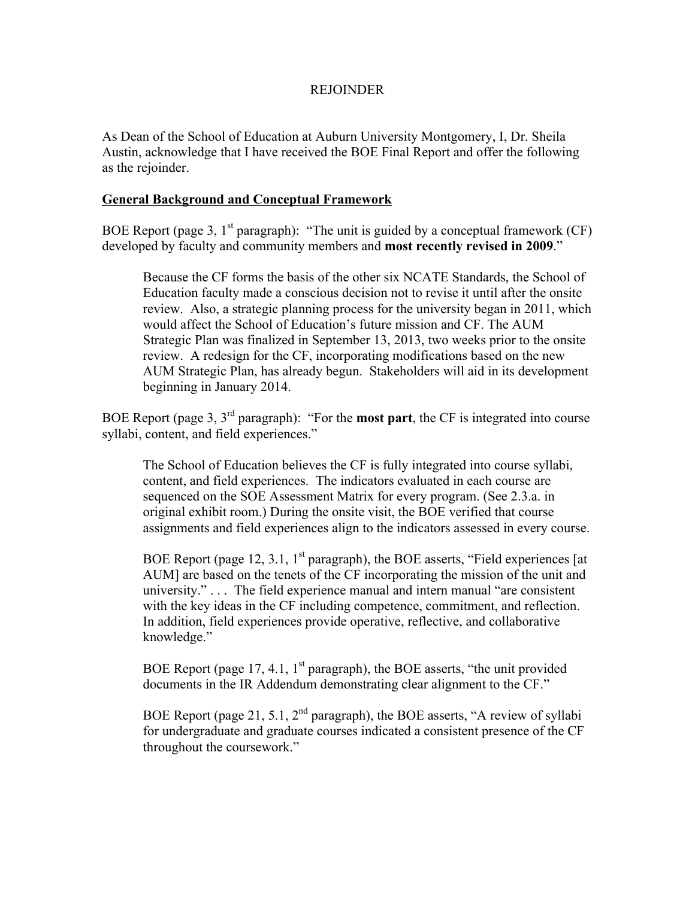# REJOINDER

As Dean of the School of Education at Auburn University Montgomery, I, Dr. Sheila Austin, acknowledge that I have received the BOE Final Report and offer the following as the rejoinder.

## General Background and Conceptual Framework

BOE Report (page 3, 1st paragraph): "The unit is guided by a conceptual framework (CF) developed by faculty and community members and **most recently revised in 2009**."

> Because the CF forms the basis of the other six NCATE Standards, the School of Education faculty made a conscious decision not to revise it until after the onsite review. Also, a strategic planning process for the university began in 2011, which would affect the School of Education's future mission and CF. The AUM Strategic Plan was finalized in September 13, 2013, two weeks prior to the onsite review. A redesign for the CF, incorporating modifications based on the new AUM Strategic Plan, has already begun. Stakeholders will aid in its development beginning in January 2014.

BOE Report (page 3, 3rd paragraph): "For the **most part**, the CF is integrated into course syllabi, content, and field experiences."

> The School of Education believes the CF is fully integrated into course syllabi, content, and field experiences. The indicators evaluated in each course are sequenced on the SOE Assessment Matrix for every program. (See 2.3.a. in original exhibit room.) During the onsite visit, the BOE verified that course assignments and field experiences align to the indicators assessed in every course.
>
> BOE Report (page 12, 3.1, 1st paragraph), the BOE asserts, "Field experiences [at AUM] are based on the tenets of the CF incorporating the mission of the unit and university." . . . The field experience manual and intern manual "are consistent with the key ideas in the CF including competence, commitment, and reflection. In addition, field experiences provide operative, reflective, and collaborative knowledge."
>
> BOE Report (page 17, 4.1, 1st paragraph), the BOE asserts, "the unit provided documents in the IR Addendum demonstrating clear alignment to the CF."
>
> BOE Report (page 21, 5.1, 2nd paragraph), the BOE asserts, "A review of syllabi for undergraduate and graduate courses indicated a consistent presence of the CF throughout the coursework."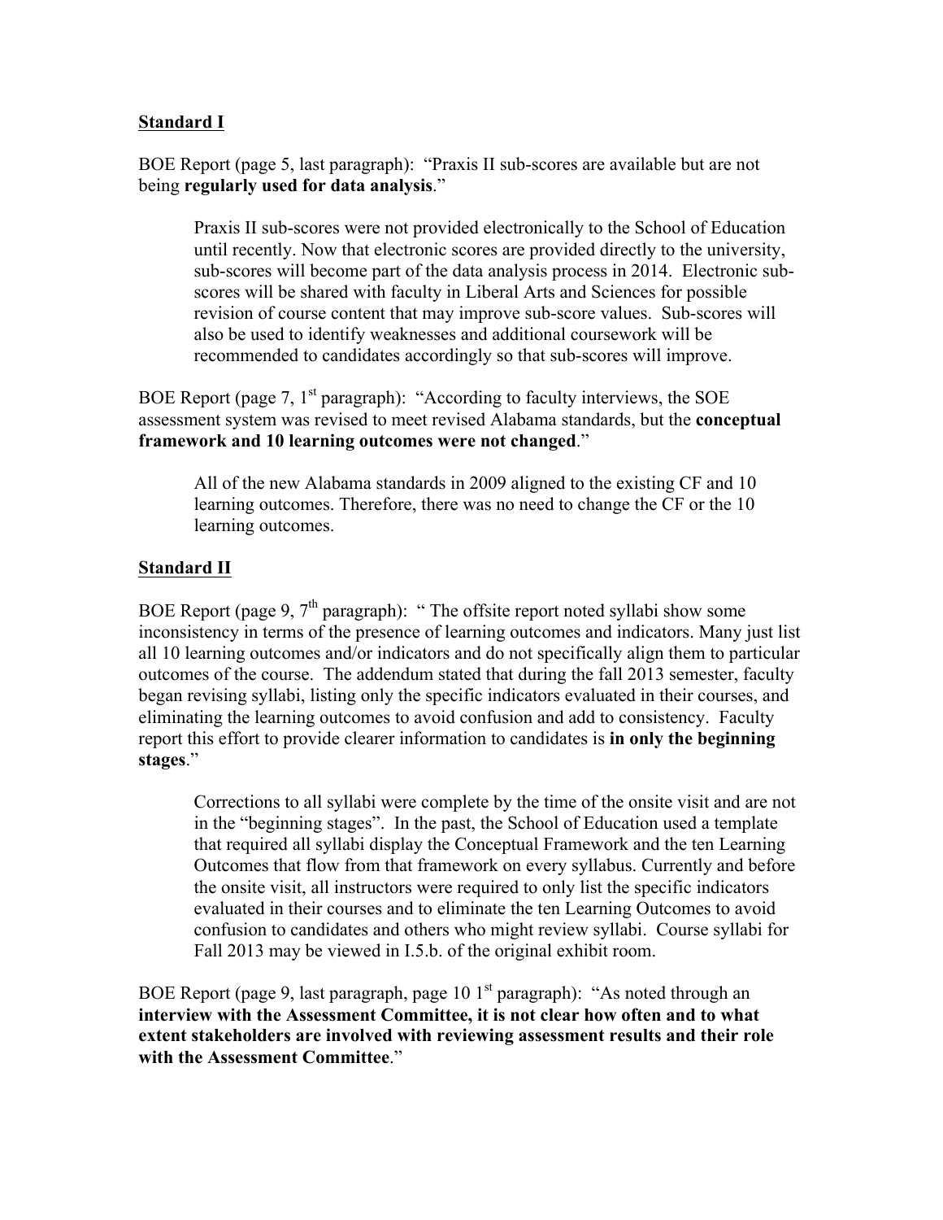## Standard I

BOE Report (page 5, last paragraph): "Praxis II sub-scores are available but are not being **regularly used for data analysis**."

> Praxis II sub-scores were not provided electronically to the School of Education until recently. Now that electronic scores are provided directly to the university, sub-scores will become part of the data analysis process in 2014. Electronic sub-scores will be shared with faculty in Liberal Arts and Sciences for possible revision of course content that may improve sub-score values. Sub-scores will also be used to identify weaknesses and additional coursework will be recommended to candidates accordingly so that sub-scores will improve.

BOE Report (page 7, 1st paragraph): "According to faculty interviews, the SOE assessment system was revised to meet revised Alabama standards, but the **conceptual framework and 10 learning outcomes were not changed**."

> All of the new Alabama standards in 2009 aligned to the existing CF and 10 learning outcomes. Therefore, there was no need to change the CF or the 10 learning outcomes.

## Standard II

BOE Report (page 9, 7th paragraph): " The offsite report noted syllabi show some inconsistency in terms of the presence of learning outcomes and indicators. Many just list all 10 learning outcomes and/or indicators and do not specifically align them to particular outcomes of the course. The addendum stated that during the fall 2013 semester, faculty began revising syllabi, listing only the specific indicators evaluated in their courses, and eliminating the learning outcomes to avoid confusion and add to consistency. Faculty report this effort to provide clearer information to candidates is **in only the beginning stages**."

> Corrections to all syllabi were complete by the time of the onsite visit and are not in the "beginning stages". In the past, the School of Education used a template that required all syllabi display the Conceptual Framework and the ten Learning Outcomes that flow from that framework on every syllabus. Currently and before the onsite visit, all instructors were required to only list the specific indicators evaluated in their courses and to eliminate the ten Learning Outcomes to avoid confusion to candidates and others who might review syllabi. Course syllabi for Fall 2013 may be viewed in I.5.b. of the original exhibit room.

BOE Report (page 9, last paragraph, page 10 1st paragraph): "As noted through an **interview with the Assessment Committee, it is not clear how often and to what extent stakeholders are involved with reviewing assessment results and their role with the Assessment Committee**."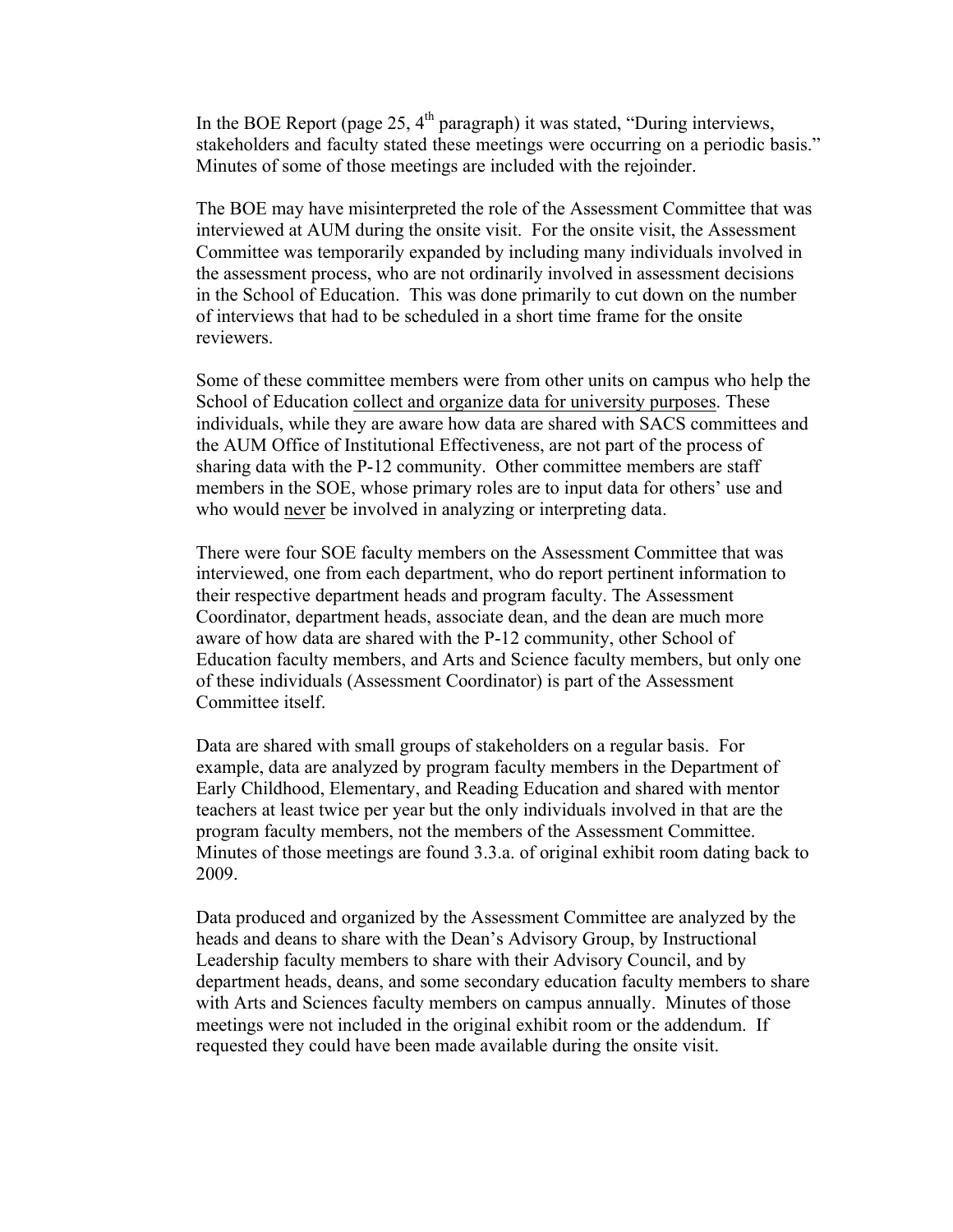In the BOE Report (page 25, 4th paragraph) it was stated, "During interviews, stakeholders and faculty stated these meetings were occurring on a periodic basis." Minutes of some of those meetings are included with the rejoinder.

The BOE may have misinterpreted the role of the Assessment Committee that was interviewed at AUM during the onsite visit. For the onsite visit, the Assessment Committee was temporarily expanded by including many individuals involved in the assessment process, who are not ordinarily involved in assessment decisions in the School of Education. This was done primarily to cut down on the number of interviews that had to be scheduled in a short time frame for the onsite reviewers.

Some of these committee members were from other units on campus who help the School of Education <u>collect and organize data for university purposes</u>. These individuals, while they are aware how data are shared with SACS committees and the AUM Office of Institutional Effectiveness, are not part of the process of sharing data with the P-12 community. Other committee members are staff members in the SOE, whose primary roles are to input data for others' use and who would <u>never</u> be involved in analyzing or interpreting data.

There were four SOE faculty members on the Assessment Committee that was interviewed, one from each department, who do report pertinent information to their respective department heads and program faculty. The Assessment Coordinator, department heads, associate dean, and the dean are much more aware of how data are shared with the P-12 community, other School of Education faculty members, and Arts and Science faculty members, but only one of these individuals (Assessment Coordinator) is part of the Assessment Committee itself.

Data are shared with small groups of stakeholders on a regular basis. For example, data are analyzed by program faculty members in the Department of Early Childhood, Elementary, and Reading Education and shared with mentor teachers at least twice per year but the only individuals involved in that are the program faculty members, not the members of the Assessment Committee. Minutes of those meetings are found 3.3.a. of original exhibit room dating back to 2009.

Data produced and organized by the Assessment Committee are analyzed by the heads and deans to share with the Dean's Advisory Group, by Instructional Leadership faculty members to share with their Advisory Council, and by department heads, deans, and some secondary education faculty members to share with Arts and Sciences faculty members on campus annually. Minutes of those meetings were not included in the original exhibit room or the addendum. If requested they could have been made available during the onsite visit.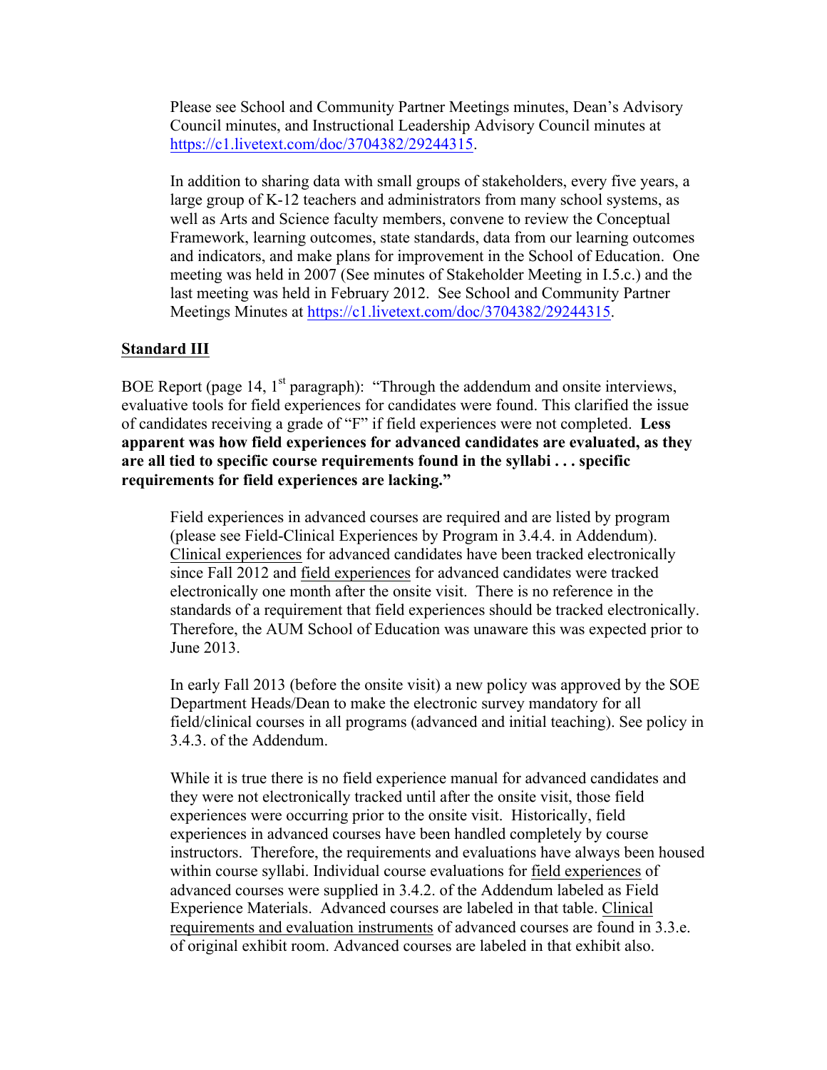Please see School and Community Partner Meetings minutes, Dean's Advisory Council minutes, and Instructional Leadership Advisory Council minutes at https://c1.livetext.com/doc/3704382/29244315.

In addition to sharing data with small groups of stakeholders, every five years, a large group of K-12 teachers and administrators from many school systems, as well as Arts and Science faculty members, convene to review the Conceptual Framework, learning outcomes, state standards, data from our learning outcomes and indicators, and make plans for improvement in the School of Education. One meeting was held in 2007 (See minutes of Stakeholder Meeting in I.5.c.) and the last meeting was held in February 2012. See School and Community Partner Meetings Minutes at https://c1.livetext.com/doc/3704382/29244315.

**Standard III**

BOE Report (page 14, 1st paragraph): "Through the addendum and onsite interviews, evaluative tools for field experiences for candidates were found. This clarified the issue of candidates receiving a grade of "F" if field experiences were not completed. **Less apparent was how field experiences for advanced candidates are evaluated, as they are all tied to specific course requirements found in the syllabi . . . specific requirements for field experiences are lacking."**

Field experiences in advanced courses are required and are listed by program (please see Field-Clinical Experiences by Program in 3.4.4. in Addendum). Clinical experiences for advanced candidates have been tracked electronically since Fall 2012 and field experiences for advanced candidates were tracked electronically one month after the onsite visit. There is no reference in the standards of a requirement that field experiences should be tracked electronically. Therefore, the AUM School of Education was unaware this was expected prior to June 2013.

In early Fall 2013 (before the onsite visit) a new policy was approved by the SOE Department Heads/Dean to make the electronic survey mandatory for all field/clinical courses in all programs (advanced and initial teaching). See policy in 3.4.3. of the Addendum.

While it is true there is no field experience manual for advanced candidates and they were not electronically tracked until after the onsite visit, those field experiences were occurring prior to the onsite visit. Historically, field experiences in advanced courses have been handled completely by course instructors. Therefore, the requirements and evaluations have always been housed within course syllabi. Individual course evaluations for field experiences of advanced courses were supplied in 3.4.2. of the Addendum labeled as Field Experience Materials. Advanced courses are labeled in that table. Clinical requirements and evaluation instruments of advanced courses are found in 3.3.e. of original exhibit room. Advanced courses are labeled in that exhibit also.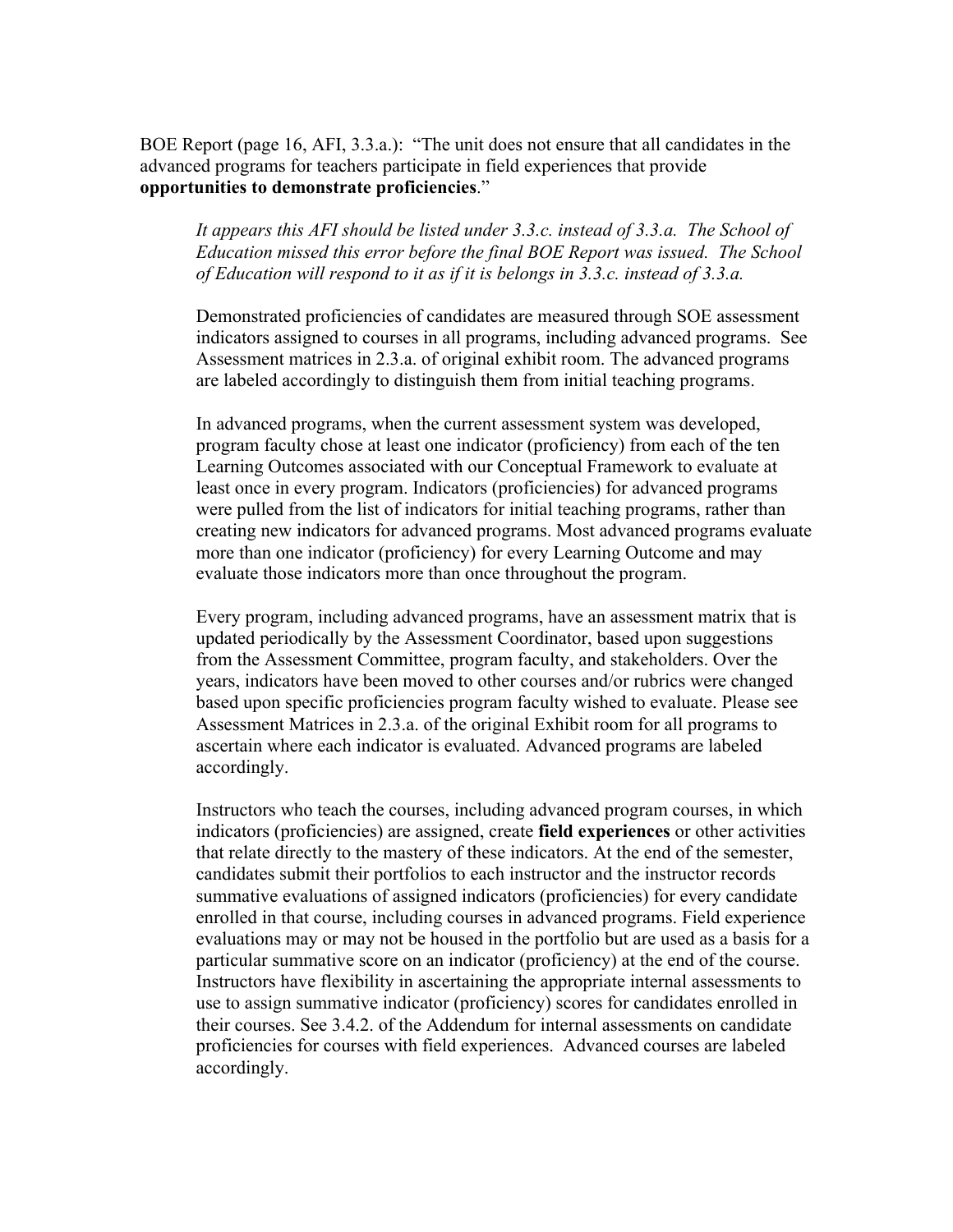BOE Report (page 16, AFI, 3.3.a.): "The unit does not ensure that all candidates in the advanced programs for teachers participate in field experiences that provide **opportunities to demonstrate proficiencies**."

*It appears this AFI should be listed under 3.3.c. instead of 3.3.a. The School of Education missed this error before the final BOE Report was issued. The School of Education will respond to it as if it is belongs in 3.3.c. instead of 3.3.a.*

Demonstrated proficiencies of candidates are measured through SOE assessment indicators assigned to courses in all programs, including advanced programs. See Assessment matrices in 2.3.a. of original exhibit room. The advanced programs are labeled accordingly to distinguish them from initial teaching programs.

In advanced programs, when the current assessment system was developed, program faculty chose at least one indicator (proficiency) from each of the ten Learning Outcomes associated with our Conceptual Framework to evaluate at least once in every program. Indicators (proficiencies) for advanced programs were pulled from the list of indicators for initial teaching programs, rather than creating new indicators for advanced programs. Most advanced programs evaluate more than one indicator (proficiency) for every Learning Outcome and may evaluate those indicators more than once throughout the program.

Every program, including advanced programs, have an assessment matrix that is updated periodically by the Assessment Coordinator, based upon suggestions from the Assessment Committee, program faculty, and stakeholders. Over the years, indicators have been moved to other courses and/or rubrics were changed based upon specific proficiencies program faculty wished to evaluate. Please see Assessment Matrices in 2.3.a. of the original Exhibit room for all programs to ascertain where each indicator is evaluated. Advanced programs are labeled accordingly.

Instructors who teach the courses, including advanced program courses, in which indicators (proficiencies) are assigned, create **field experiences** or other activities that relate directly to the mastery of these indicators. At the end of the semester, candidates submit their portfolios to each instructor and the instructor records summative evaluations of assigned indicators (proficiencies) for every candidate enrolled in that course, including courses in advanced programs. Field experience evaluations may or may not be housed in the portfolio but are used as a basis for a particular summative score on an indicator (proficiency) at the end of the course. Instructors have flexibility in ascertaining the appropriate internal assessments to use to assign summative indicator (proficiency) scores for candidates enrolled in their courses. See 3.4.2. of the Addendum for internal assessments on candidate proficiencies for courses with field experiences. Advanced courses are labeled accordingly.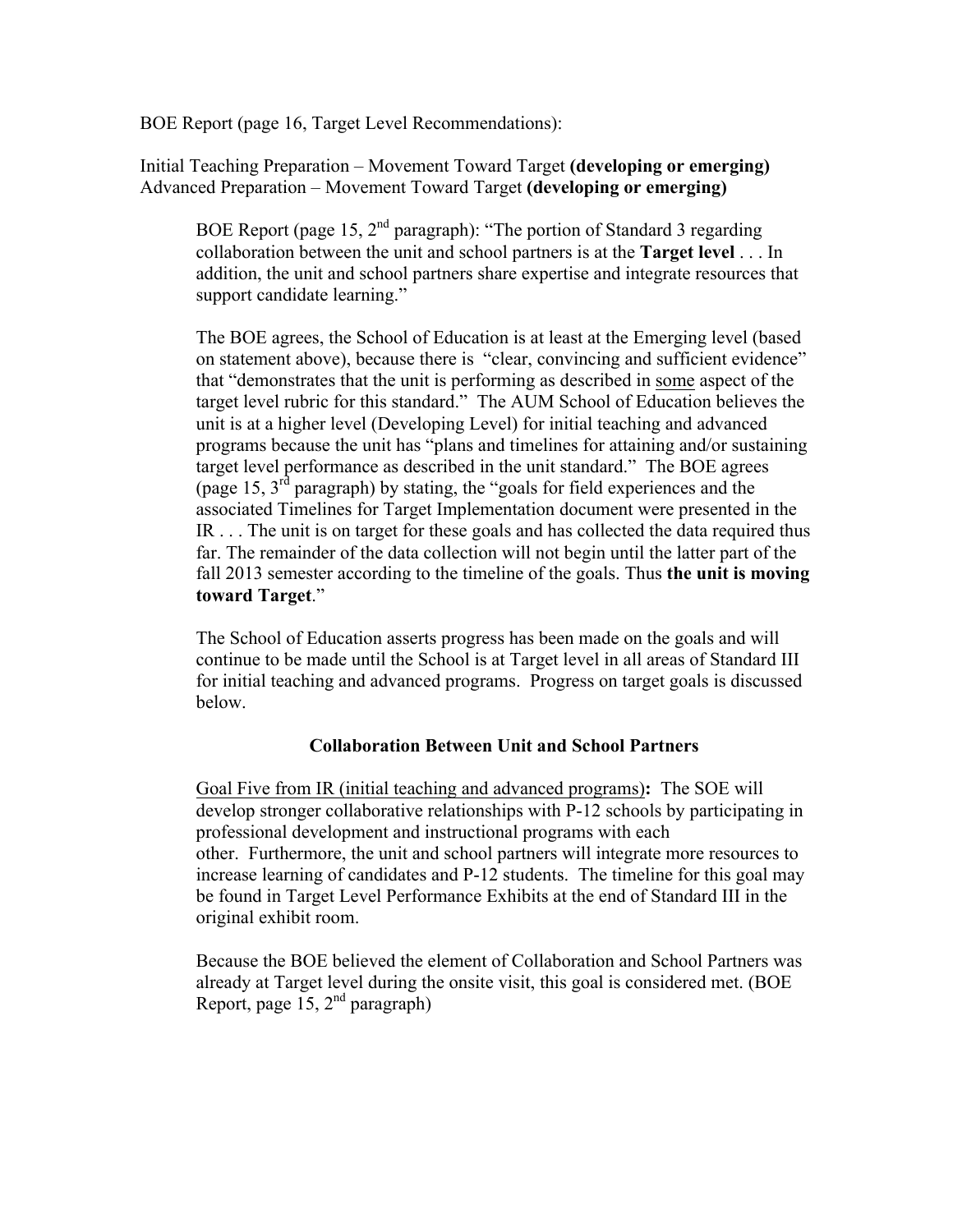BOE Report (page 16, Target Level Recommendations):

Initial Teaching Preparation – Movement Toward Target **(developing or emerging)**
Advanced Preparation – Movement Toward Target **(developing or emerging)**

BOE Report (page 15, 2nd paragraph): "The portion of Standard 3 regarding collaboration between the unit and school partners is at the **Target level** . . . In addition, the unit and school partners share expertise and integrate resources that support candidate learning."

The BOE agrees, the School of Education is at least at the Emerging level (based on statement above), because there is "clear, convincing and sufficient evidence" that "demonstrates that the unit is performing as described in some aspect of the target level rubric for this standard." The AUM School of Education believes the unit is at a higher level (Developing Level) for initial teaching and advanced programs because the unit has "plans and timelines for attaining and/or sustaining target level performance as described in the unit standard." The BOE agrees (page 15, 3rd paragraph) by stating, the "goals for field experiences and the associated Timelines for Target Implementation document were presented in the IR . . . The unit is on target for these goals and has collected the data required thus far. The remainder of the data collection will not begin until the latter part of the fall 2013 semester according to the timeline of the goals. Thus **the unit is moving toward Target**."

The School of Education asserts progress has been made on the goals and will continue to be made until the School is at Target level in all areas of Standard III for initial teaching and advanced programs. Progress on target goals is discussed below.

**Collaboration Between Unit and School Partners**

Goal Five from IR (initial teaching and advanced programs)**:** The SOE will develop stronger collaborative relationships with P-12 schools by participating in professional development and instructional programs with each other. Furthermore, the unit and school partners will integrate more resources to increase learning of candidates and P-12 students. The timeline for this goal may be found in Target Level Performance Exhibits at the end of Standard III in the original exhibit room.

Because the BOE believed the element of Collaboration and School Partners was already at Target level during the onsite visit, this goal is considered met. (BOE Report, page 15, 2nd paragraph)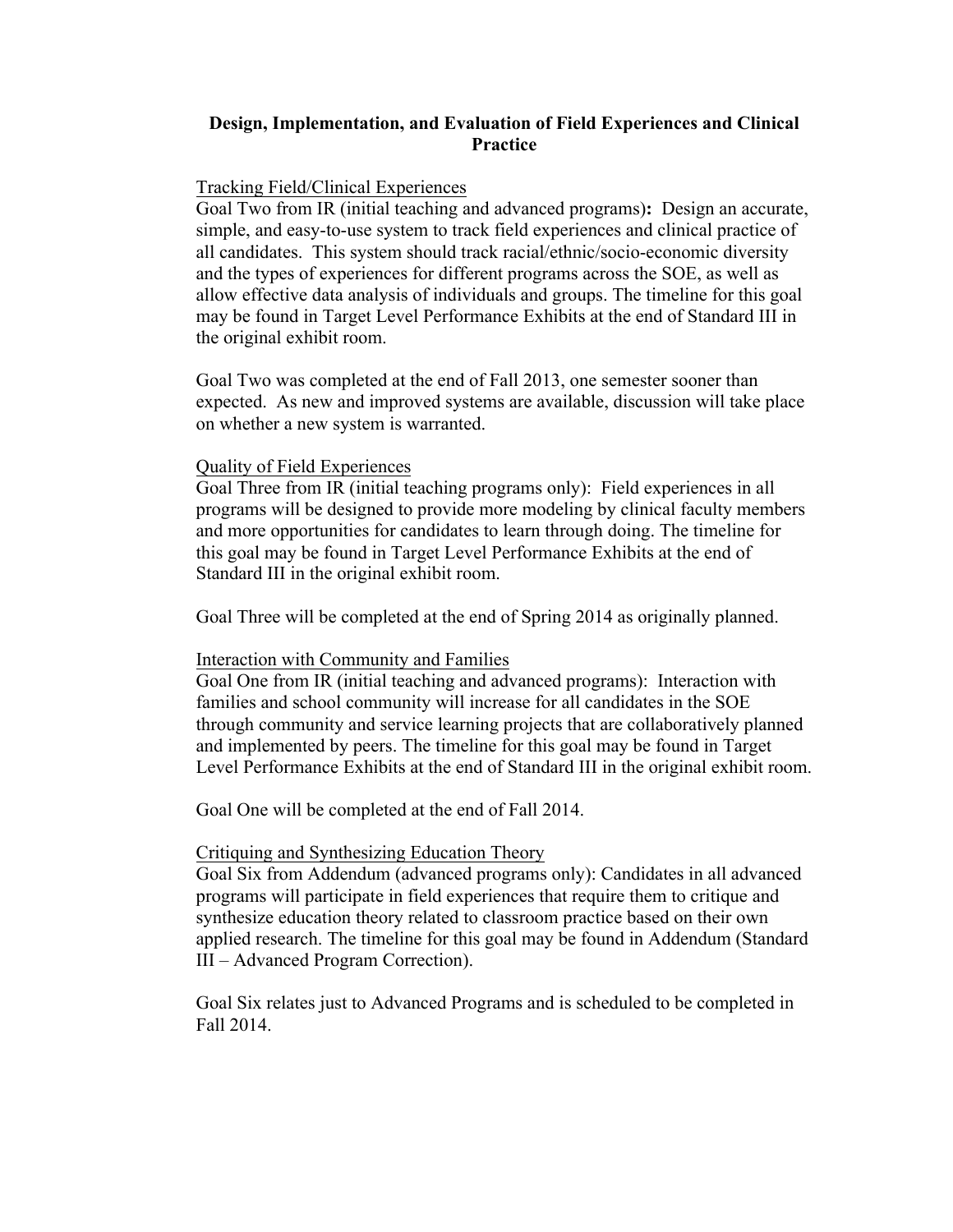## Design, Implementation, and Evaluation of Field Experiences and Clinical Practice

Tracking Field/Clinical Experiences

Goal Two from IR (initial teaching and advanced programs)**:** Design an accurate, simple, and easy-to-use system to track field experiences and clinical practice of all candidates. This system should track racial/ethnic/socio-economic diversity and the types of experiences for different programs across the SOE, as well as allow effective data analysis of individuals and groups. The timeline for this goal may be found in Target Level Performance Exhibits at the end of Standard III in the original exhibit room.

Goal Two was completed at the end of Fall 2013, one semester sooner than expected. As new and improved systems are available, discussion will take place on whether a new system is warranted.

Quality of Field Experiences

Goal Three from IR (initial teaching programs only): Field experiences in all programs will be designed to provide more modeling by clinical faculty members and more opportunities for candidates to learn through doing. The timeline for this goal may be found in Target Level Performance Exhibits at the end of Standard III in the original exhibit room.

Goal Three will be completed at the end of Spring 2014 as originally planned.

Interaction with Community and Families

Goal One from IR (initial teaching and advanced programs): Interaction with families and school community will increase for all candidates in the SOE through community and service learning projects that are collaboratively planned and implemented by peers. The timeline for this goal may be found in Target Level Performance Exhibits at the end of Standard III in the original exhibit room.

Goal One will be completed at the end of Fall 2014.

Critiquing and Synthesizing Education Theory

Goal Six from Addendum (advanced programs only): Candidates in all advanced programs will participate in field experiences that require them to critique and synthesize education theory related to classroom practice based on their own applied research. The timeline for this goal may be found in Addendum (Standard III – Advanced Program Correction).

Goal Six relates just to Advanced Programs and is scheduled to be completed in Fall 2014.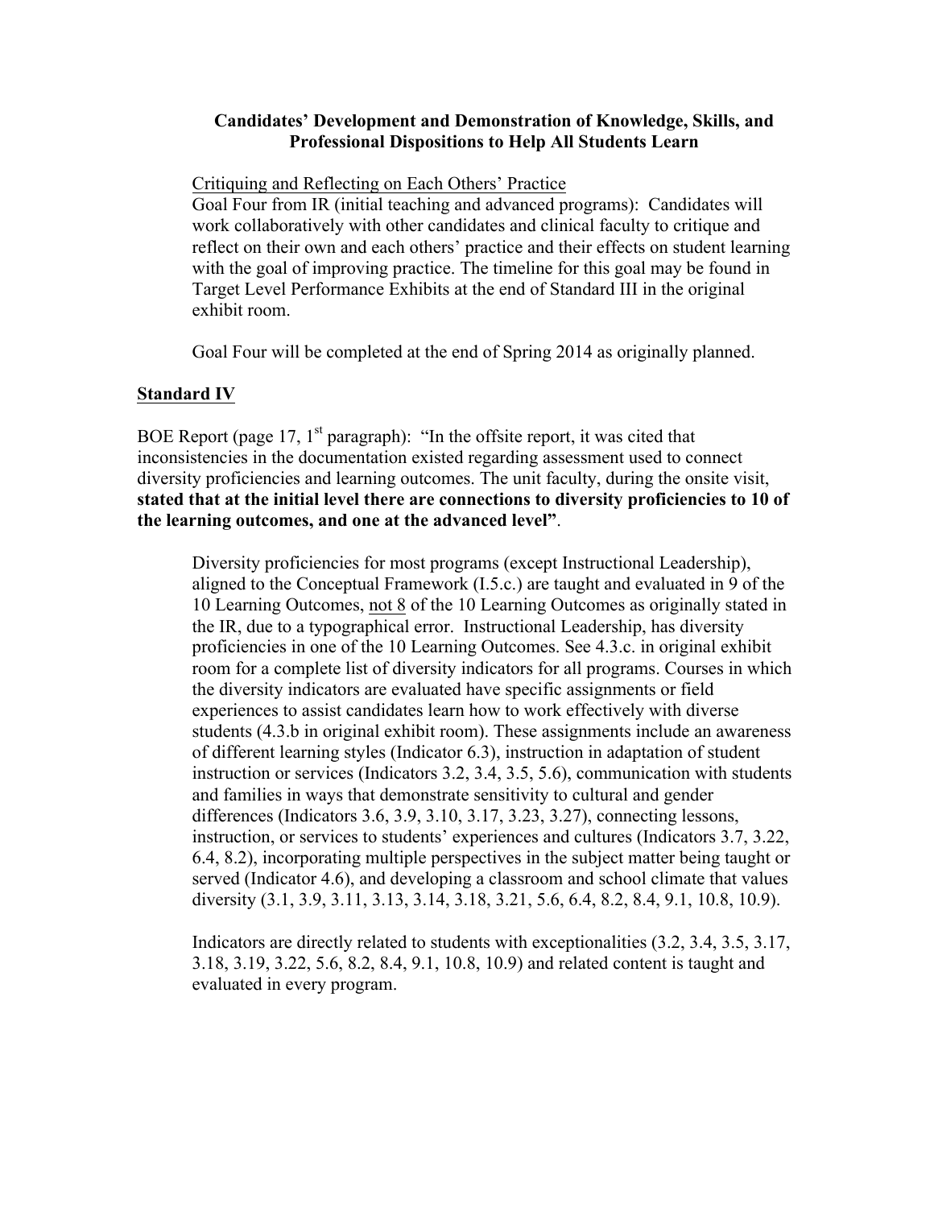**Candidates' Development and Demonstration of Knowledge, Skills, and Professional Dispositions to Help All Students Learn**

<u>Critiquing and Reflecting on Each Others' Practice</u>
Goal Four from IR (initial teaching and advanced programs): Candidates will work collaboratively with other candidates and clinical faculty to critique and reflect on their own and each others' practice and their effects on student learning with the goal of improving practice. The timeline for this goal may be found in Target Level Performance Exhibits at the end of Standard III in the original exhibit room.

Goal Four will be completed at the end of Spring 2014 as originally planned.

## <u>Standard IV</u>

BOE Report (page 17, 1st paragraph): "In the offsite report, it was cited that inconsistencies in the documentation existed regarding assessment used to connect diversity proficiencies and learning outcomes. The unit faculty, during the onsite visit, **stated that at the initial level there are connections to diversity proficiencies to 10 of the learning outcomes, and one at the advanced level"**.

Diversity proficiencies for most programs (except Instructional Leadership), aligned to the Conceptual Framework (I.5.c.) are taught and evaluated in 9 of the 10 Learning Outcomes, <u>not 8</u> of the 10 Learning Outcomes as originally stated in the IR, due to a typographical error. Instructional Leadership, has diversity proficiencies in one of the 10 Learning Outcomes. See 4.3.c. in original exhibit room for a complete list of diversity indicators for all programs. Courses in which the diversity indicators are evaluated have specific assignments or field experiences to assist candidates learn how to work effectively with diverse students (4.3.b in original exhibit room). These assignments include an awareness of different learning styles (Indicator 6.3), instruction in adaptation of student instruction or services (Indicators 3.2, 3.4, 3.5, 5.6), communication with students and families in ways that demonstrate sensitivity to cultural and gender differences (Indicators 3.6, 3.9, 3.10, 3.17, 3.23, 3.27), connecting lessons, instruction, or services to students' experiences and cultures (Indicators 3.7, 3.22, 6.4, 8.2), incorporating multiple perspectives in the subject matter being taught or served (Indicator 4.6), and developing a classroom and school climate that values diversity (3.1, 3.9, 3.11, 3.13, 3.14, 3.18, 3.21, 5.6, 6.4, 8.2, 8.4, 9.1, 10.8, 10.9).

Indicators are directly related to students with exceptionalities (3.2, 3.4, 3.5, 3.17, 3.18, 3.19, 3.22, 5.6, 8.2, 8.4, 9.1, 10.8, 10.9) and related content is taught and evaluated in every program.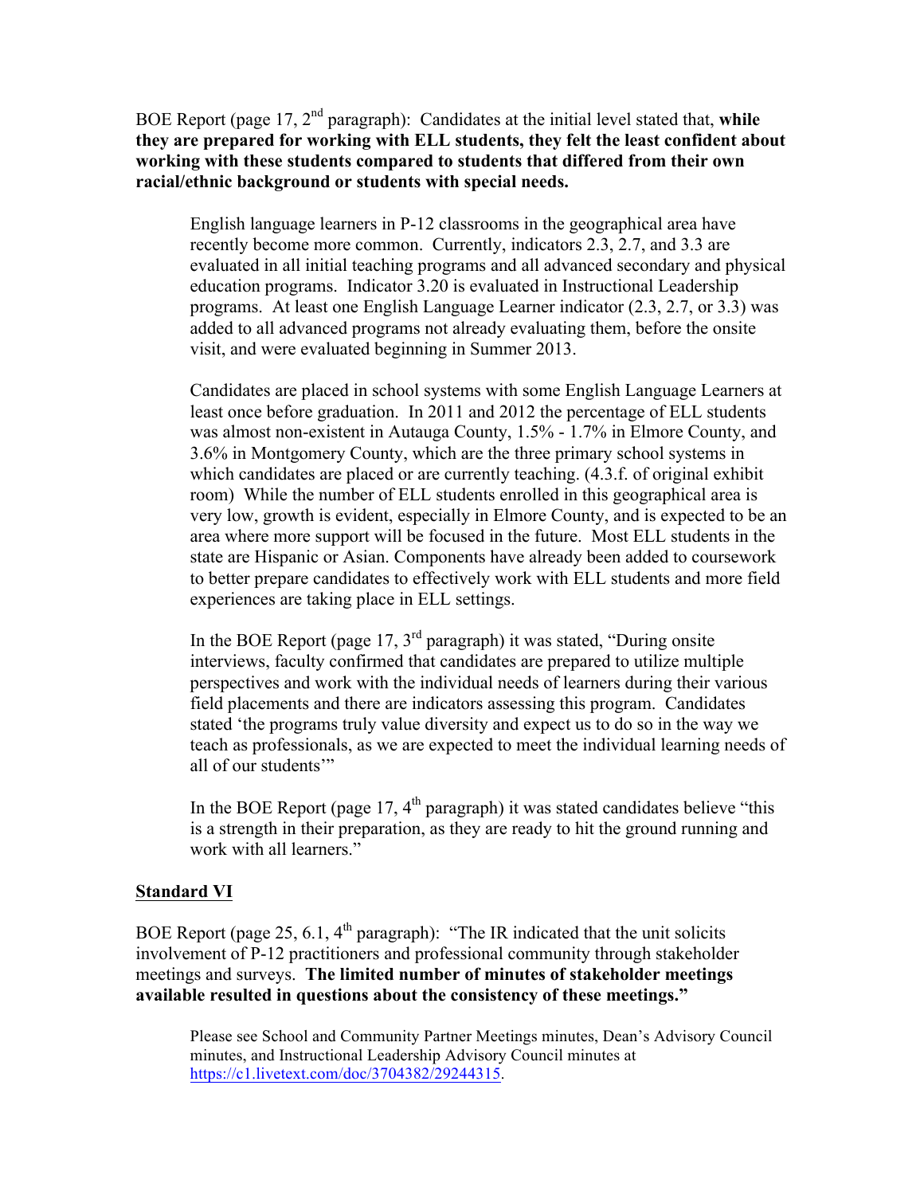BOE Report (page 17, 2nd paragraph): Candidates at the initial level stated that, **while they are prepared for working with ELL students, they felt the least confident about working with these students compared to students that differed from their own racial/ethnic background or students with special needs.**

> English language learners in P-12 classrooms in the geographical area have recently become more common. Currently, indicators 2.3, 2.7, and 3.3 are evaluated in all initial teaching programs and all advanced secondary and physical education programs. Indicator 3.20 is evaluated in Instructional Leadership programs. At least one English Language Learner indicator (2.3, 2.7, or 3.3) was added to all advanced programs not already evaluating them, before the onsite visit, and were evaluated beginning in Summer 2013.
>
> Candidates are placed in school systems with some English Language Learners at least once before graduation. In 2011 and 2012 the percentage of ELL students was almost non-existent in Autauga County, 1.5% - 1.7% in Elmore County, and 3.6% in Montgomery County, which are the three primary school systems in which candidates are placed or are currently teaching. (4.3.f. of original exhibit room) While the number of ELL students enrolled in this geographical area is very low, growth is evident, especially in Elmore County, and is expected to be an area where more support will be focused in the future. Most ELL students in the state are Hispanic or Asian. Components have already been added to coursework to better prepare candidates to effectively work with ELL students and more field experiences are taking place in ELL settings.
>
> In the BOE Report (page 17, 3rd paragraph) it was stated, "During onsite interviews, faculty confirmed that candidates are prepared to utilize multiple perspectives and work with the individual needs of learners during their various field placements and there are indicators assessing this program. Candidates stated 'the programs truly value diversity and expect us to do so in the way we teach as professionals, as we are expected to meet the individual learning needs of all of our students'"
>
> In the BOE Report (page 17, 4th paragraph) it was stated candidates believe "this is a strength in their preparation, as they are ready to hit the ground running and work with all learners."

**Standard VI**

BOE Report (page 25, 6.1, 4th paragraph): "The IR indicated that the unit solicits involvement of P-12 practitioners and professional community through stakeholder meetings and surveys. **The limited number of minutes of stakeholder meetings available resulted in questions about the consistency of these meetings."**

> Please see School and Community Partner Meetings minutes, Dean's Advisory Council minutes, and Instructional Leadership Advisory Council minutes at https://c1.livetext.com/doc/3704382/29244315.